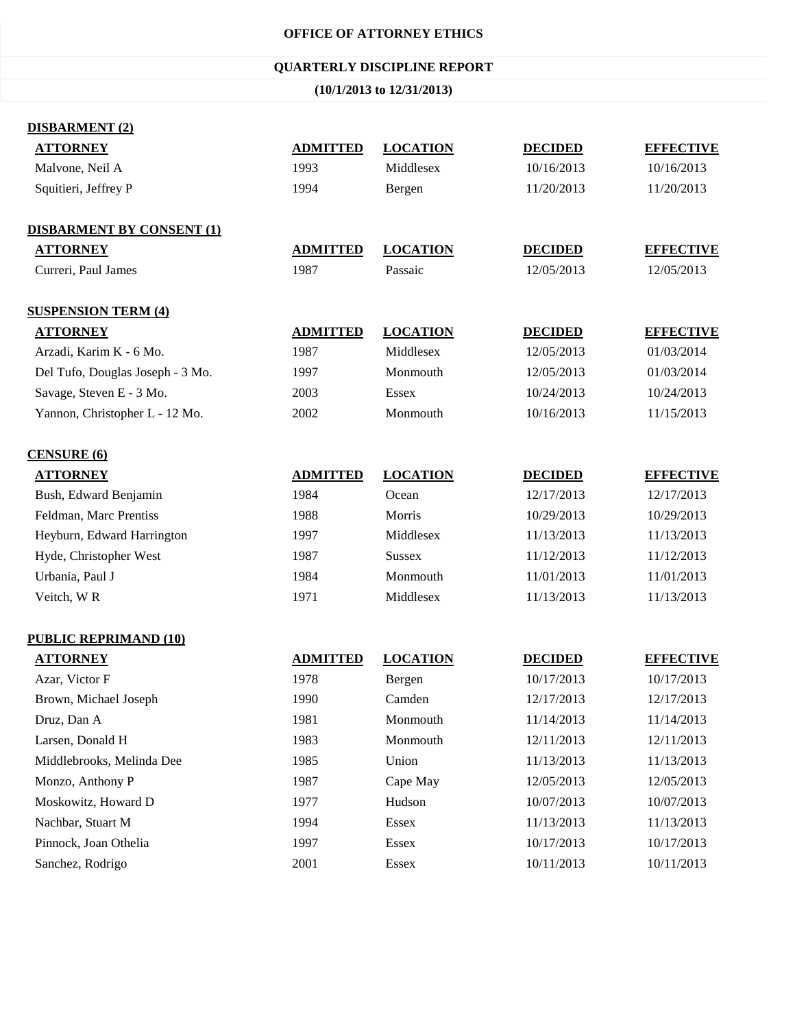# OFFICE OF ATTORNEY ETHICS

## QUARTERLY DISCIPLINE REPORT

**(10/1/2013 to 12/31/2013)**

### DISBARMENT (2)

| ATTORNEY | ADMITTED | LOCATION | DECIDED | EFFECTIVE |
|---|---|---|---|---|
| Malvone, Neil A | 1993 | Middlesex | 10/16/2013 | 10/16/2013 |
| Squitieri, Jeffrey P | 1994 | Bergen | 11/20/2013 | 11/20/2013 |

### DISBARMENT BY CONSENT (1)

| ATTORNEY | ADMITTED | LOCATION | DECIDED | EFFECTIVE |
|---|---|---|---|---|
| Curreri, Paul James | 1987 | Passaic | 12/05/2013 | 12/05/2013 |

### SUSPENSION TERM (4)

| ATTORNEY | ADMITTED | LOCATION | DECIDED | EFFECTIVE |
|---|---|---|---|---|
| Arzadi, Karim K - 6 Mo. | 1987 | Middlesex | 12/05/2013 | 01/03/2014 |
| Del Tufo, Douglas Joseph - 3 Mo. | 1997 | Monmouth | 12/05/2013 | 01/03/2014 |
| Savage, Steven E - 3 Mo. | 2003 | Essex | 10/24/2013 | 10/24/2013 |
| Yannon, Christopher L - 12 Mo. | 2002 | Monmouth | 10/16/2013 | 11/15/2013 |

### CENSURE (6)

| ATTORNEY | ADMITTED | LOCATION | DECIDED | EFFECTIVE |
|---|---|---|---|---|
| Bush, Edward Benjamin | 1984 | Ocean | 12/17/2013 | 12/17/2013 |
| Feldman, Marc Prentiss | 1988 | Morris | 10/29/2013 | 10/29/2013 |
| Heyburn, Edward Harrington | 1997 | Middlesex | 11/13/2013 | 11/13/2013 |
| Hyde, Christopher West | 1987 | Sussex | 11/12/2013 | 11/12/2013 |
| Urbania, Paul J | 1984 | Monmouth | 11/01/2013 | 11/01/2013 |
| Veitch, W R | 1971 | Middlesex | 11/13/2013 | 11/13/2013 |

### PUBLIC REPRIMAND (10)

| ATTORNEY | ADMITTED | LOCATION | DECIDED | EFFECTIVE |
|---|---|---|---|---|
| Azar, Victor F | 1978 | Bergen | 10/17/2013 | 10/17/2013 |
| Brown, Michael Joseph | 1990 | Camden | 12/17/2013 | 12/17/2013 |
| Druz, Dan A | 1981 | Monmouth | 11/14/2013 | 11/14/2013 |
| Larsen, Donald H | 1983 | Monmouth | 12/11/2013 | 12/11/2013 |
| Middlebrooks, Melinda Dee | 1985 | Union | 11/13/2013 | 11/13/2013 |
| Monzo, Anthony P | 1987 | Cape May | 12/05/2013 | 12/05/2013 |
| Moskowitz, Howard D | 1977 | Hudson | 10/07/2013 | 10/07/2013 |
| Nachbar, Stuart M | 1994 | Essex | 11/13/2013 | 11/13/2013 |
| Pinnock, Joan Othelia | 1997 | Essex | 10/17/2013 | 10/17/2013 |
| Sanchez, Rodrigo | 2001 | Essex | 10/11/2013 | 10/11/2013 |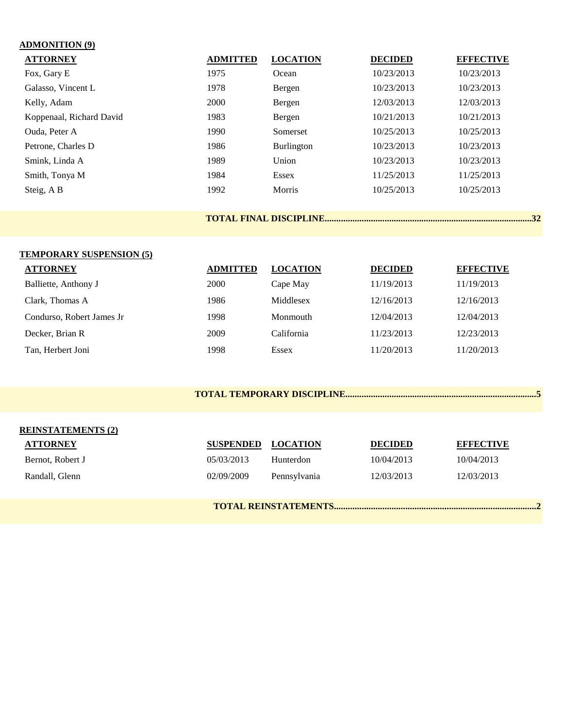**ADMONITION (9)**

| ATTORNEY | ADMITTED | LOCATION | DECIDED | EFFECTIVE |
| --- | --- | --- | --- | --- |
| Fox, Gary E | 1975 | Ocean | 10/23/2013 | 10/23/2013 |
| Galasso, Vincent L | 1978 | Bergen | 10/23/2013 | 10/23/2013 |
| Kelly, Adam | 2000 | Bergen | 12/03/2013 | 12/03/2013 |
| Koppenaal, Richard David | 1983 | Bergen | 10/21/2013 | 10/21/2013 |
| Ouda, Peter A | 1990 | Somerset | 10/25/2013 | 10/25/2013 |
| Petrone, Charles D | 1986 | Burlington | 10/23/2013 | 10/23/2013 |
| Smink, Linda A | 1989 | Union | 10/23/2013 | 10/23/2013 |
| Smith, Tonya M | 1984 | Essex | 11/25/2013 | 11/25/2013 |
| Steig, A B | 1992 | Morris | 10/25/2013 | 10/25/2013 |

**TOTAL FINAL DISCIPLINE.......................................................................................32**

**TEMPORARY SUSPENSION (5)**

| ATTORNEY | ADMITTED | LOCATION | DECIDED | EFFECTIVE |
| --- | --- | --- | --- | --- |
| Balliette, Anthony J | 2000 | Cape May | 11/19/2013 | 11/19/2013 |
| Clark, Thomas A | 1986 | Middlesex | 12/16/2013 | 12/16/2013 |
| Condurso, Robert James Jr | 1998 | Monmouth | 12/04/2013 | 12/04/2013 |
| Decker, Brian R | 2009 | California | 11/23/2013 | 12/23/2013 |
| Tan, Herbert Joni | 1998 | Essex | 11/20/2013 | 11/20/2013 |

**TOTAL TEMPORARY DISCIPLINE.................................................................................5**

**REINSTATEMENTS (2)**

| ATTORNEY | SUSPENDED | LOCATION | DECIDED | EFFECTIVE |
| --- | --- | --- | --- | --- |
| Bernot, Robert J | 05/03/2013 | Hunterdon | 10/04/2013 | 10/04/2013 |
| Randall, Glenn | 02/09/2009 | Pennsylvania | 12/03/2013 | 12/03/2013 |

**TOTAL REINSTATEMENTS.......................................................................................2**